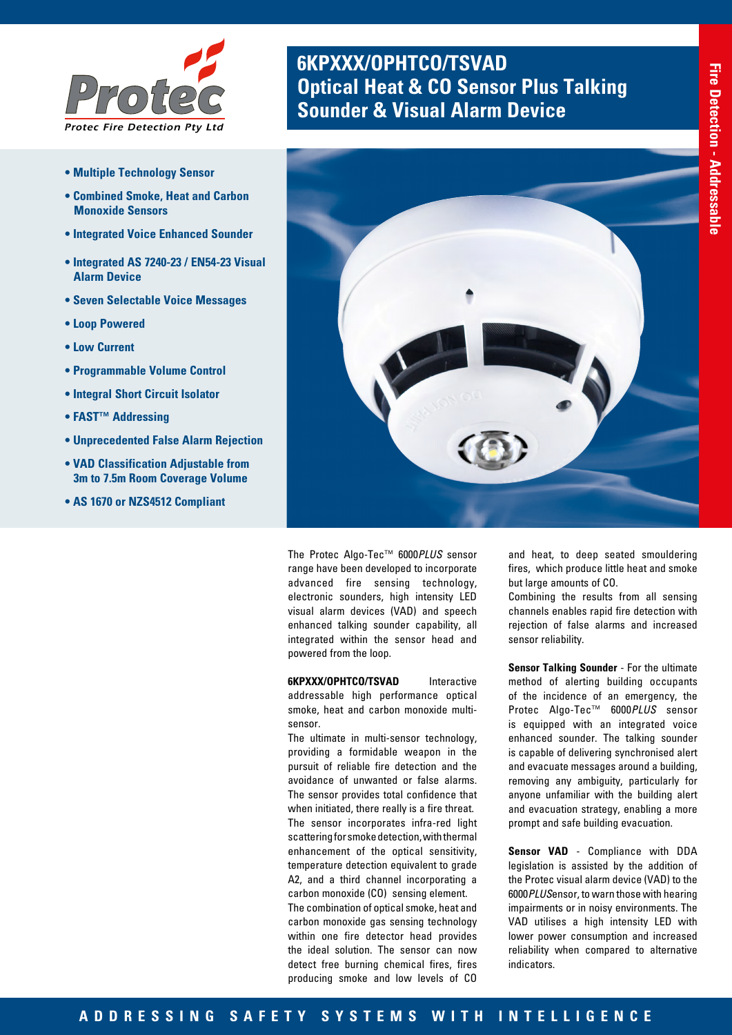Protec
Protec Fire Detection Pty Ltd

# 6KPXXX/OPHTCO/TSVAD
# Optical Heat & CO Sensor Plus Talking Sounder & Visual Alarm Device

Fire Detection - Addressable

- **Multiple Technology Sensor**
- **Combined Smoke, Heat and Carbon Monoxide Sensors**
- **Integrated Voice Enhanced Sounder**
- **Integrated AS 7240-23 / EN54-23 Visual Alarm Device**
- **Seven Selectable Voice Messages**
- **Loop Powered**
- **Low Current**
- **Programmable Volume Control**
- **Integral Short Circuit Isolator**
- **FAST™ Addressing**
- **Unprecedented False Alarm Rejection**
- **VAD Classification Adjustable from 3m to 7.5m Room Coverage Volume**
- **AS 1670 or NZS4512 Compliant**

The Protec Algo-Tec™ 6000*PLUS* sensor range have been developed to incorporate advanced fire sensing technology, electronic sounders, high intensity LED visual alarm devices (VAD) and speech enhanced talking sounder capability, all integrated within the sensor head and powered from the loop.

**6KPXXX/OPHTCO/TSVAD** Interactive addressable high performance optical smoke, heat and carbon monoxide multi-sensor.

The ultimate in multi-sensor technology, providing a formidable weapon in the pursuit of reliable fire detection and the avoidance of unwanted or false alarms. The sensor provides total confidence that when initiated, there really is a fire threat.

The sensor incorporates infra-red light scattering for smoke detection, with thermal enhancement of the optical sensitivity, temperature detection equivalent to grade A2, and a third channel incorporating a carbon monoxide (CO) sensing element.

The combination of optical smoke, heat and carbon monoxide gas sensing technology within one fire detector head provides the ideal solution. The sensor can now detect free burning chemical fires, fires producing smoke and low levels of CO and heat, to deep seated smouldering fires, which produce little heat and smoke but large amounts of CO.

Combining the results from all sensing channels enables rapid fire detection with rejection of false alarms and increased sensor reliability.

**Sensor Talking Sounder** - For the ultimate method of alerting building occupants of the incidence of an emergency, the Protec Algo-Tec™ 6000*PLUS* sensor is equipped with an integrated voice enhanced sounder. The talking sounder is capable of delivering synchronised alert and evacuate messages around a building, removing any ambiguity, particularly for anyone unfamiliar with the building alert and evacuation strategy, enabling a more prompt and safe building evacuation.

**Sensor VAD** - Compliance with DDA legislation is assisted by the addition of the Protec visual alarm device (VAD) to the 6000*PLUS*Sensor, to warn those with hearing impairments or in noisy environments. The VAD utilises a high intensity LED with lower power consumption and increased reliability when compared to alternative indicators.

ADDRESSING SAFETY SYSTEMS WITH INTELLIGENCE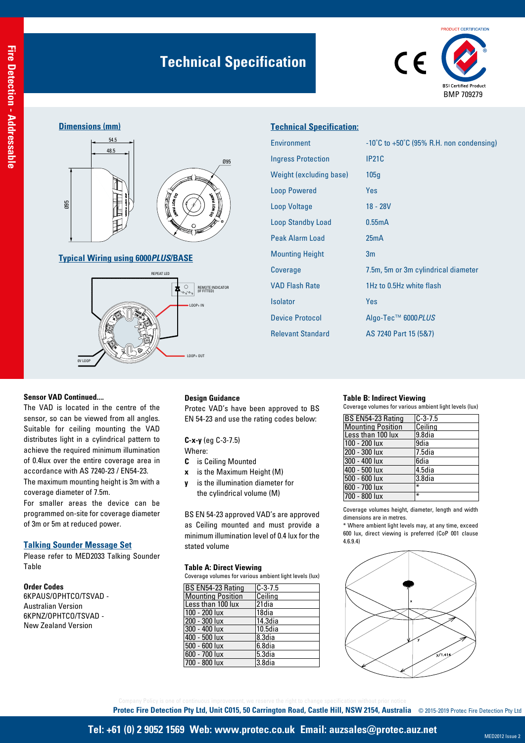# Technical Specification

PRODUCT CERTIFICATION
BSI Certified Product
BMP 709279

## Dimensions (mm)

54.5
48.5
Ø95
Ø95

## Typical Wiring using 6000*PLUS*/BASE

REPEAT LED
REMOTE INDICATOR (IF FITTED)
LOOP+ IN
LOOP+ OUT
0V LOOP

## Technical Specification:

| | |
|---|---|
| Environment | -10˚C to +50˚C (95% R.H. non condensing) |
| Ingress Protection | IP21C |
| Weight (excluding base) | 105g |
| Loop Powered | Yes |
| Loop Voltage | 18 - 28V |
| Loop Standby Load | 0.55mA |
| Peak Alarm Load | 25mA |
| Mounting Height | 3m |
| Coverage | 7.5m, 5m or 3m cylindrical diameter |
| VAD Flash Rate | 1Hz to 0.5Hz white flash |
| Isolator | Yes |
| Device Protocol | Algo-Tec™ 6000*PLUS* |
| Relevant Standard | AS 7240 Part 15 (5&7) |

**Sensor VAD Continued....**

The VAD is located in the centre of the sensor, so can be viewed from all angles. Suitable for ceiling mounting the VAD distributes light in a cylindrical pattern to achieve the required minimum illumination of 0.4lux over the entire coverage area in accordance with AS 7240-23 / EN54-23.

The maximum mounting height is 3m with a coverage diameter of 7.5m.

For smaller areas the device can be programmed on-site for coverage diameter of 3m or 5m at reduced power.

### Talking Sounder Message Set

Please refer to MED2033 Talking Sounder Table

**Order Codes**

6KPAUS/OPHTCO/TSVAD - Australian Version
6KPNZ/OPHTCO/TSVAD - New Zealand Version

**Design Guidance**

Protec VAD's have been approved to BS EN 54-23 and use the rating codes below:

**C-x-y** (eg C-3-7.5)

Where:

- **C** is Ceiling Mounted
- **x** is the Maximum Height (M)
- **y** is the illumination diameter for the cylindrical volume (M)

BS EN 54-23 approved VAD's are approved as Ceiling mounted and must provide a minimum illumination level of 0.4 lux for the stated volume

**Table A: Direct Viewing**

Coverage volumes for various ambient light levels (lux)

| BS EN54-23 Rating | C-3-7.5 |
|---|---|
| Mounting Position | Ceiling |
| Less than 100 lux | 21dia |
| 100 - 200 lux | 18dia |
| 200 - 300 lux | 14.3dia |
| 300 - 400 lux | 10.5dia |
| 400 - 500 lux | 8.3dia |
| 500 - 600 lux | 6.8dia |
| 600 - 700 lux | 5.3dia |
| 700 - 800 lux | 3.8dia |

**Table B: Indirect Viewing**

Coverage volumes for various ambient light levels (lux)

| BS EN54-23 Rating | C-3-7.5 |
|---|---|
| Mounting Position | Ceiling |
| Less than 100 lux | 9.8dia |
| 100 - 200 lux | 9dia |
| 200 - 300 lux | 7.5dia |
| 300 - 400 lux | 6dia |
| 400 - 500 lux | 4.5dia |
| 500 - 600 lux | 3.8dia |
| 600 - 700 lux | * |
| 700 - 800 lux | * |

Coverage volumes height, diameter, length and width dimensions are in metres.

* Where ambient light levels may, at any time, exceed 600 lux, direct viewing is preferred (CoP 001 clause 4.6.9.4)

x
y
y/1.414

Company Policy is one of continuous improvement, we reserve the right to change specification without prior notice

**Protec Fire Detection Pty Ltd, Unit C015, 50 Carrington Road, Castle Hill, NSW 2154, Australia** © 2015-2019 Protec Fire Detection Pty Ltd

**Tel: +61 (0) 2 9052 1569 Web: www.protec.co.uk Email: auzsales@protec.auz.net**

MED2012 Issue 2